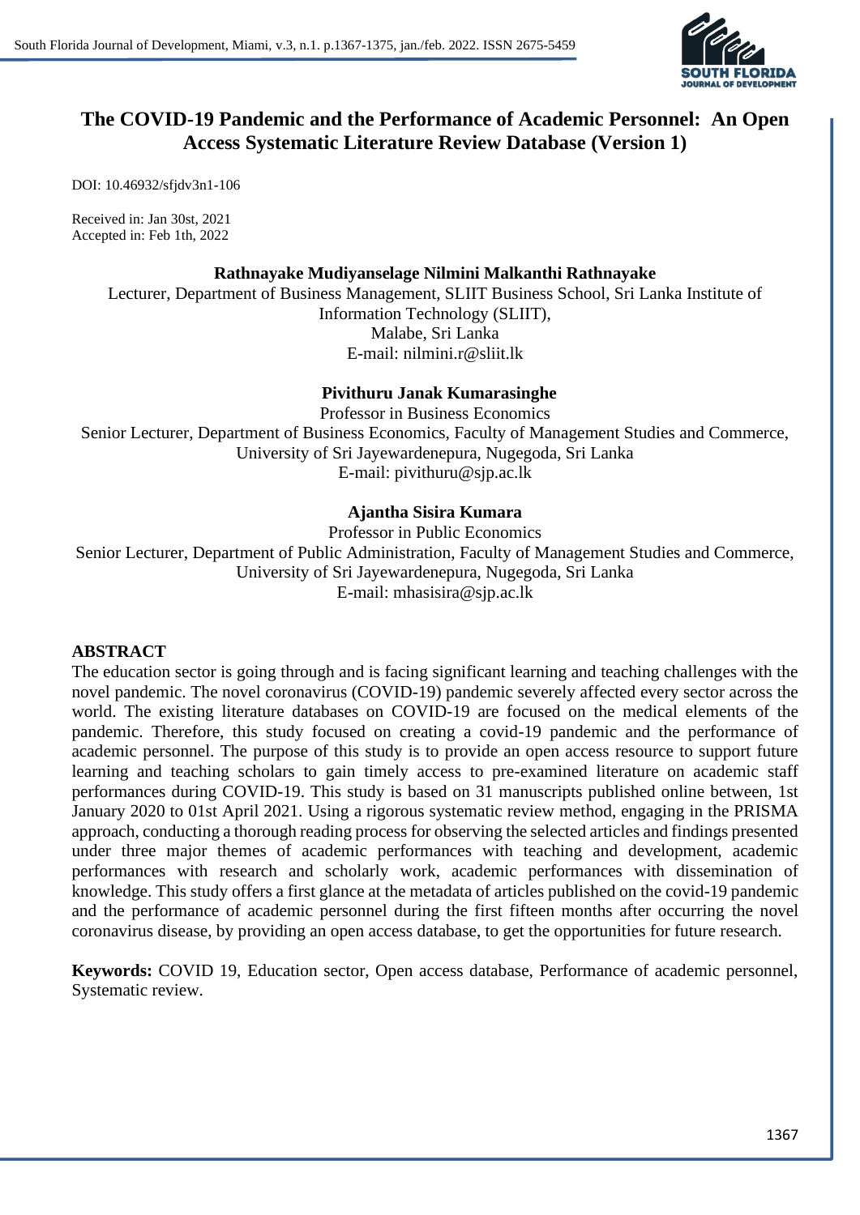# The COVID-19 Pandemic and the Performance of Academic Personnel: An Open Access Systematic Literature Review Database (Version 1)

DOI: 10.46932/sfjdv3n1-106

Received in: Jan 30st, 2021
Accepted in: Feb 1th, 2022

**Rathnayake Mudiyanselage Nilmini Malkanthi Rathnayake**
Lecturer, Department of Business Management, SLIIT Business School, Sri Lanka Institute of Information Technology (SLIIT),
Malabe, Sri Lanka
E-mail: nilmini.r@sliit.lk

**Pivithuru Janak Kumarasinghe**
Professor in Business Economics
Senior Lecturer, Department of Business Economics, Faculty of Management Studies and Commerce, University of Sri Jayewardenepura, Nugegoda, Sri Lanka
E-mail: pivithuru@sjp.ac.lk

**Ajantha Sisira Kumara**
Professor in Public Economics
Senior Lecturer, Department of Public Administration, Faculty of Management Studies and Commerce, University of Sri Jayewardenepura, Nugegoda, Sri Lanka
E-mail: mhasisira@sjp.ac.lk

## ABSTRACT

The education sector is going through and is facing significant learning and teaching challenges with the novel pandemic. The novel coronavirus (COVID-19) pandemic severely affected every sector across the world. The existing literature databases on COVID-19 are focused on the medical elements of the pandemic. Therefore, this study focused on creating a covid-19 pandemic and the performance of academic personnel. The purpose of this study is to provide an open access resource to support future learning and teaching scholars to gain timely access to pre-examined literature on academic staff performances during COVID-19. This study is based on 31 manuscripts published online between, 1st January 2020 to 01st April 2021. Using a rigorous systematic review method, engaging in the PRISMA approach, conducting a thorough reading process for observing the selected articles and findings presented under three major themes of academic performances with teaching and development, academic performances with research and scholarly work, academic performances with dissemination of knowledge. This study offers a first glance at the metadata of articles published on the covid-19 pandemic and the performance of academic personnel during the first fifteen months after occurring the novel coronavirus disease, by providing an open access database, to get the opportunities for future research.

**Keywords:** COVID 19, Education sector, Open access database, Performance of academic personnel, Systematic review.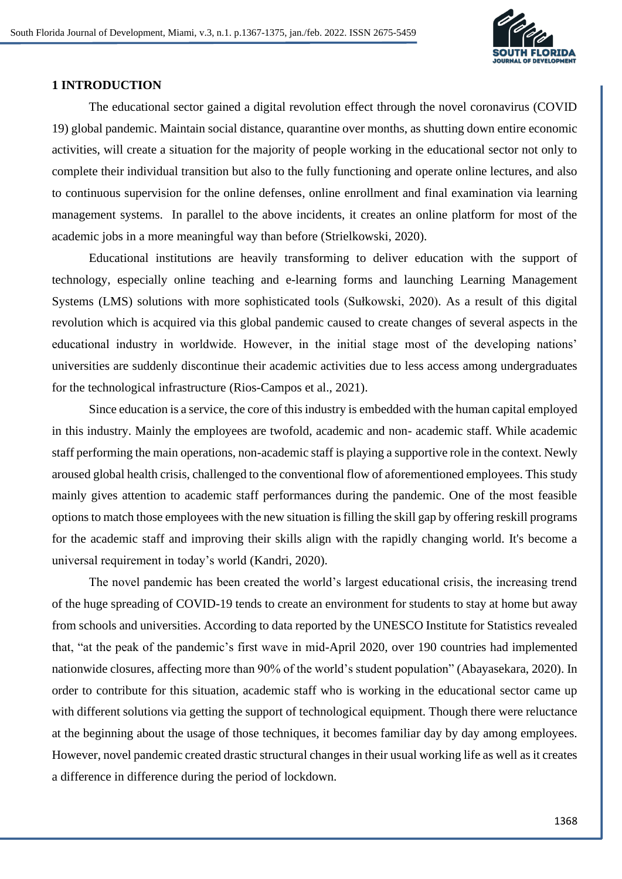## 1 INTRODUCTION

The educational sector gained a digital revolution effect through the novel coronavirus (COVID 19) global pandemic. Maintain social distance, quarantine over months, as shutting down entire economic activities, will create a situation for the majority of people working in the educational sector not only to complete their individual transition but also to the fully functioning and operate online lectures, and also to continuous supervision for the online defenses, online enrollment and final examination via learning management systems. In parallel to the above incidents, it creates an online platform for most of the academic jobs in a more meaningful way than before (Strielkowski, 2020).

Educational institutions are heavily transforming to deliver education with the support of technology, especially online teaching and e-learning forms and launching Learning Management Systems (LMS) solutions with more sophisticated tools (Sułkowski, 2020). As a result of this digital revolution which is acquired via this global pandemic caused to create changes of several aspects in the educational industry in worldwide. However, in the initial stage most of the developing nations' universities are suddenly discontinue their academic activities due to less access among undergraduates for the technological infrastructure (Rios-Campos et al., 2021).

Since education is a service, the core of this industry is embedded with the human capital employed in this industry. Mainly the employees are twofold, academic and non- academic staff. While academic staff performing the main operations, non-academic staff is playing a supportive role in the context. Newly aroused global health crisis, challenged to the conventional flow of aforementioned employees. This study mainly gives attention to academic staff performances during the pandemic. One of the most feasible options to match those employees with the new situation is filling the skill gap by offering reskill programs for the academic staff and improving their skills align with the rapidly changing world. It's become a universal requirement in today's world (Kandri, 2020).

The novel pandemic has been created the world's largest educational crisis, the increasing trend of the huge spreading of COVID-19 tends to create an environment for students to stay at home but away from schools and universities. According to data reported by the UNESCO Institute for Statistics revealed that, "at the peak of the pandemic's first wave in mid-April 2020, over 190 countries had implemented nationwide closures, affecting more than 90% of the world's student population" (Abayasekara, 2020). In order to contribute for this situation, academic staff who is working in the educational sector came up with different solutions via getting the support of technological equipment. Though there were reluctance at the beginning about the usage of those techniques, it becomes familiar day by day among employees. However, novel pandemic created drastic structural changes in their usual working life as well as it creates a difference in difference during the period of lockdown.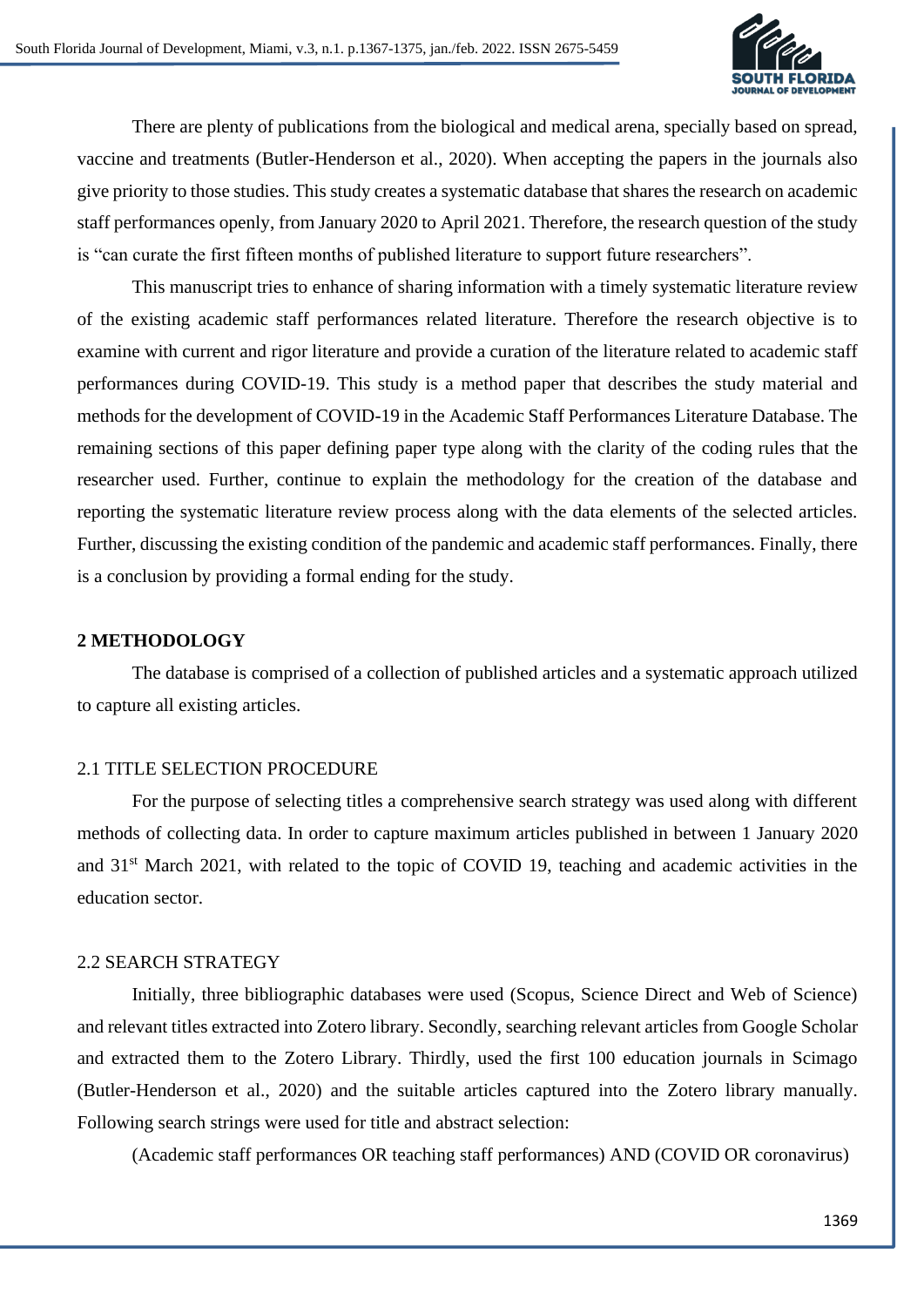There are plenty of publications from the biological and medical arena, specially based on spread, vaccine and treatments (Butler-Henderson et al., 2020). When accepting the papers in the journals also give priority to those studies. This study creates a systematic database that shares the research on academic staff performances openly, from January 2020 to April 2021. Therefore, the research question of the study is "can curate the first fifteen months of published literature to support future researchers".

This manuscript tries to enhance of sharing information with a timely systematic literature review of the existing academic staff performances related literature. Therefore the research objective is to examine with current and rigor literature and provide a curation of the literature related to academic staff performances during COVID-19. This study is a method paper that describes the study material and methods for the development of COVID-19 in the Academic Staff Performances Literature Database. The remaining sections of this paper defining paper type along with the clarity of the coding rules that the researcher used. Further, continue to explain the methodology for the creation of the database and reporting the systematic literature review process along with the data elements of the selected articles. Further, discussing the existing condition of the pandemic and academic staff performances. Finally, there is a conclusion by providing a formal ending for the study.

## 2 METHODOLOGY

The database is comprised of a collection of published articles and a systematic approach utilized to capture all existing articles.

### 2.1 TITLE SELECTION PROCEDURE

For the purpose of selecting titles a comprehensive search strategy was used along with different methods of collecting data. In order to capture maximum articles published in between 1 January 2020 and 31st March 2021, with related to the topic of COVID 19, teaching and academic activities in the education sector.

### 2.2 SEARCH STRATEGY

Initially, three bibliographic databases were used (Scopus, Science Direct and Web of Science) and relevant titles extracted into Zotero library. Secondly, searching relevant articles from Google Scholar and extracted them to the Zotero Library. Thirdly, used the first 100 education journals in Scimago (Butler-Henderson et al., 2020) and the suitable articles captured into the Zotero library manually. Following search strings were used for title and abstract selection:

(Academic staff performances OR teaching staff performances) AND (COVID OR coronavirus)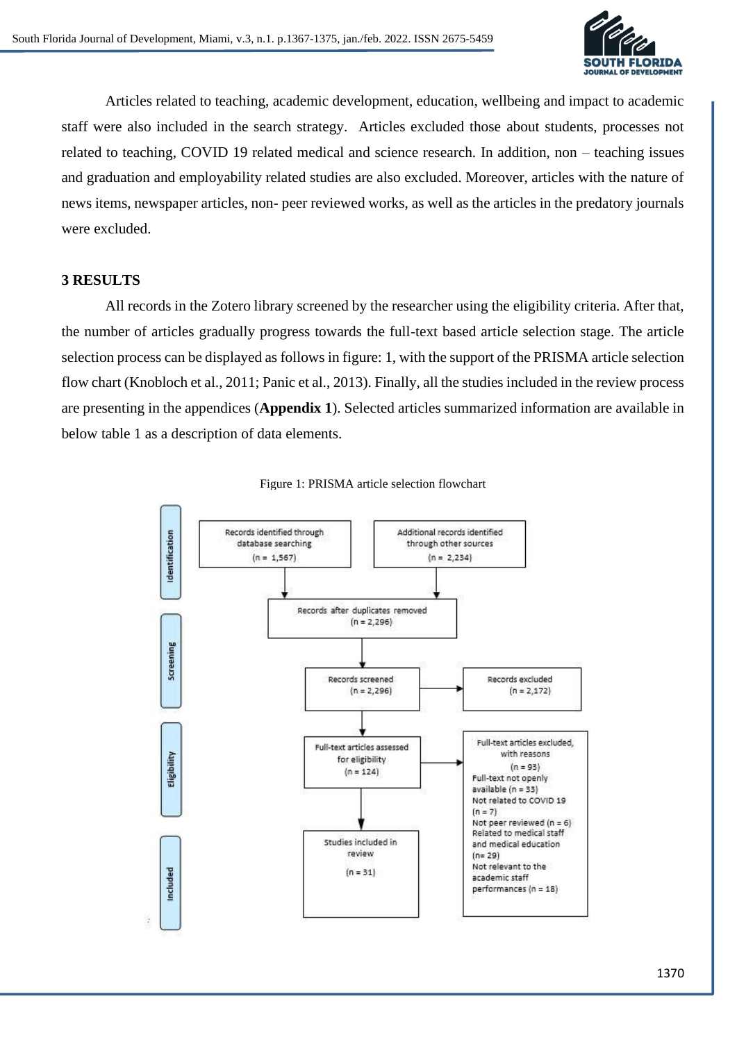Articles related to teaching, academic development, education, wellbeing and impact to academic staff were also included in the search strategy. Articles excluded those about students, processes not related to teaching, COVID 19 related medical and science research. In addition, non – teaching issues and graduation and employability related studies are also excluded. Moreover, articles with the nature of news items, newspaper articles, non- peer reviewed works, as well as the articles in the predatory journals were excluded.

## 3 RESULTS

All records in the Zotero library screened by the researcher using the eligibility criteria. After that, the number of articles gradually progress towards the full-text based article selection stage. The article selection process can be displayed as follows in figure: 1, with the support of the PRISMA article selection flow chart (Knobloch et al., 2011; Panic et al., 2013). Finally, all the studies included in the review process are presenting in the appendices (**Appendix 1**). Selected articles summarized information are available in below table 1 as a description of data elements.

Figure 1: PRISMA article selection flowchart

**Identification**
- Records identified through database searching (n = 1,567)
- Additional records identified through other sources (n = 2,234)

**Screening**
- Records after duplicates removed (n = 2,296)
- Records screened (n = 2,296)
- Records excluded (n = 2,172)

**Eligibility**
- Full-text articles assessed for eligibility (n = 124)
- Full-text articles excluded, with reasons (n = 93)
  - Full-text not openly available (n = 33)
  - Not related to COVID 19 (n = 7)
  - Not peer reviewed (n = 6)
  - Related to medical staff and medical education (n= 29)
  - Not relevant to the academic staff performances (n = 18)

**Included**
- Studies included in review (n = 31)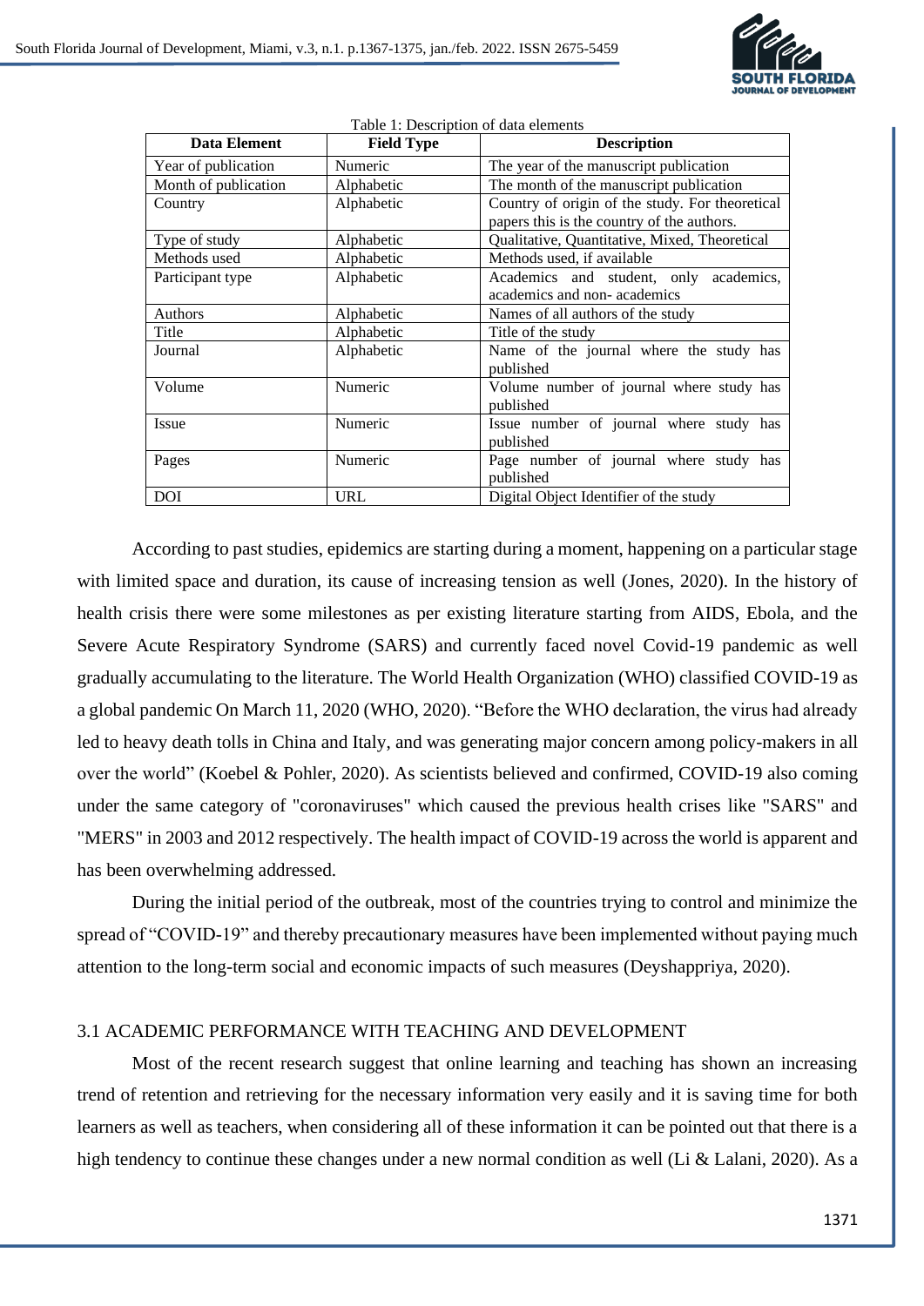Table 1: Description of data elements

| Data Element | Field Type | Description |
|---|---|---|
| Year of publication | Numeric | The year of the manuscript publication |
| Month of publication | Alphabetic | The month of the manuscript publication |
| Country | Alphabetic | Country of origin of the study. For theoretical papers this is the country of the authors. |
| Type of study | Alphabetic | Qualitative, Quantitative, Mixed, Theoretical |
| Methods used | Alphabetic | Methods used, if available |
| Participant type | Alphabetic | Academics and student, only academics, academics and non- academics |
| Authors | Alphabetic | Names of all authors of the study |
| Title | Alphabetic | Title of the study |
| Journal | Alphabetic | Name of the journal where the study has published |
| Volume | Numeric | Volume number of journal where study has published |
| Issue | Numeric | Issue number of journal where study has published |
| Pages | Numeric | Page number of journal where study has published |
| DOI | URL | Digital Object Identifier of the study |

According to past studies, epidemics are starting during a moment, happening on a particular stage with limited space and duration, its cause of increasing tension as well (Jones, 2020). In the history of health crisis there were some milestones as per existing literature starting from AIDS, Ebola, and the Severe Acute Respiratory Syndrome (SARS) and currently faced novel Covid-19 pandemic as well gradually accumulating to the literature. The World Health Organization (WHO) classified COVID-19 as a global pandemic On March 11, 2020 (WHO, 2020). "Before the WHO declaration, the virus had already led to heavy death tolls in China and Italy, and was generating major concern among policy-makers in all over the world" (Koebel & Pohler, 2020). As scientists believed and confirmed, COVID-19 also coming under the same category of "coronaviruses" which caused the previous health crises like "SARS" and "MERS" in 2003 and 2012 respectively. The health impact of COVID-19 across the world is apparent and has been overwhelming addressed.

During the initial period of the outbreak, most of the countries trying to control and minimize the spread of "COVID-19" and thereby precautionary measures have been implemented without paying much attention to the long-term social and economic impacts of such measures (Deyshappriya, 2020).

### 3.1 ACADEMIC PERFORMANCE WITH TEACHING AND DEVELOPMENT

Most of the recent research suggest that online learning and teaching has shown an increasing trend of retention and retrieving for the necessary information very easily and it is saving time for both learners as well as teachers, when considering all of these information it can be pointed out that there is a high tendency to continue these changes under a new normal condition as well (Li & Lalani, 2020). As a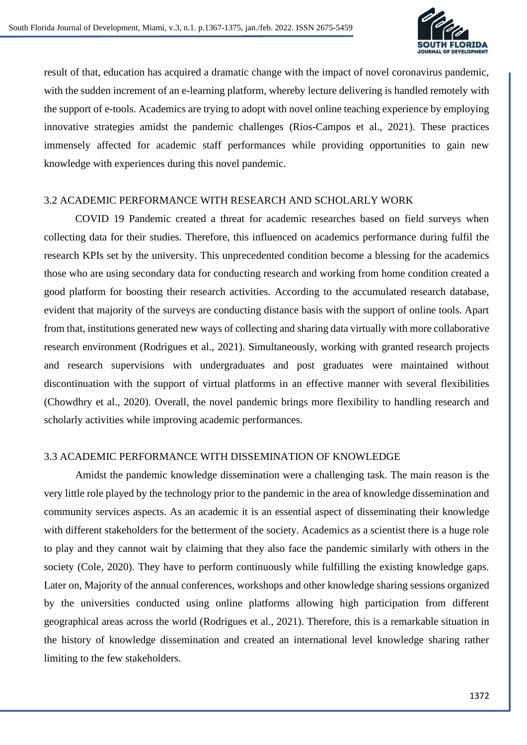result of that, education has acquired a dramatic change with the impact of novel coronavirus pandemic, with the sudden increment of an e-learning platform, whereby lecture delivering is handled remotely with the support of e-tools. Academics are trying to adopt with novel online teaching experience by employing innovative strategies amidst the pandemic challenges (Rios-Campos et al., 2021). These practices immensely affected for academic staff performances while providing opportunities to gain new knowledge with experiences during this novel pandemic.

### 3.2 ACADEMIC PERFORMANCE WITH RESEARCH AND SCHOLARLY WORK

COVID 19 Pandemic created a threat for academic researches based on field surveys when collecting data for their studies. Therefore, this influenced on academics performance during fulfil the research KPIs set by the university. This unprecedented condition become a blessing for the academics those who are using secondary data for conducting research and working from home condition created a good platform for boosting their research activities. According to the accumulated research database, evident that majority of the surveys are conducting distance basis with the support of online tools. Apart from that, institutions generated new ways of collecting and sharing data virtually with more collaborative research environment (Rodrigues et al., 2021). Simultaneously, working with granted research projects and research supervisions with undergraduates and post graduates were maintained without discontinuation with the support of virtual platforms in an effective manner with several flexibilities (Chowdhry et al., 2020). Overall, the novel pandemic brings more flexibility to handling research and scholarly activities while improving academic performances.

### 3.3 ACADEMIC PERFORMANCE WITH DISSEMINATION OF KNOWLEDGE

Amidst the pandemic knowledge dissemination were a challenging task. The main reason is the very little role played by the technology prior to the pandemic in the area of knowledge dissemination and community services aspects. As an academic it is an essential aspect of disseminating their knowledge with different stakeholders for the betterment of the society. Academics as a scientist there is a huge role to play and they cannot wait by claiming that they also face the pandemic similarly with others in the society (Cole, 2020). They have to perform continuously while fulfilling the existing knowledge gaps. Later on, Majority of the annual conferences, workshops and other knowledge sharing sessions organized by the universities conducted using online platforms allowing high participation from different geographical areas across the world (Rodrigues et al., 2021). Therefore, this is a remarkable situation in the history of knowledge dissemination and created an international level knowledge sharing rather limiting to the few stakeholders.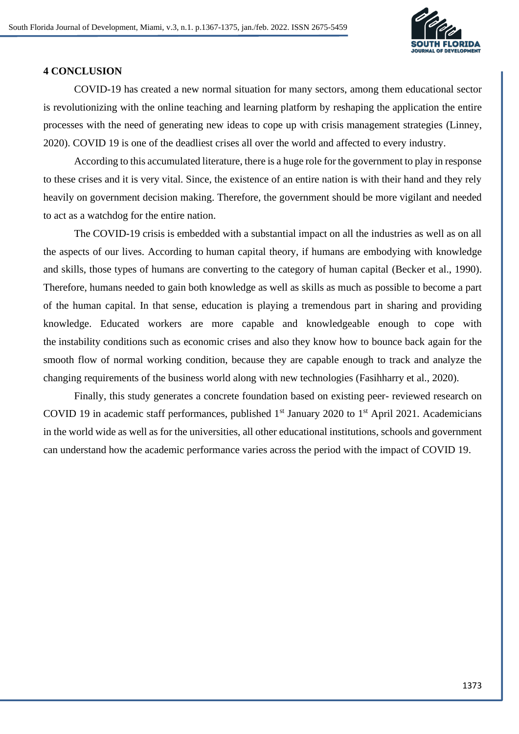## 4 CONCLUSION

COVID-19 has created a new normal situation for many sectors, among them educational sector is revolutionizing with the online teaching and learning platform by reshaping the application the entire processes with the need of generating new ideas to cope up with crisis management strategies (Linney, 2020). COVID 19 is one of the deadliest crises all over the world and affected to every industry.

According to this accumulated literature, there is a huge role for the government to play in response to these crises and it is very vital. Since, the existence of an entire nation is with their hand and they rely heavily on government decision making. Therefore, the government should be more vigilant and needed to act as a watchdog for the entire nation.

The COVID-19 crisis is embedded with a substantial impact on all the industries as well as on all the aspects of our lives. According to human capital theory, if humans are embodying with knowledge and skills, those types of humans are converting to the category of human capital (Becker et al., 1990). Therefore, humans needed to gain both knowledge as well as skills as much as possible to become a part of the human capital. In that sense, education is playing a tremendous part in sharing and providing knowledge. Educated workers are more capable and knowledgeable enough to cope with the instability conditions such as economic crises and also they know how to bounce back again for the smooth flow of normal working condition, because they are capable enough to track and analyze the changing requirements of the business world along with new technologies (Fasihharry et al., 2020).

Finally, this study generates a concrete foundation based on existing peer- reviewed research on COVID 19 in academic staff performances, published 1st January 2020 to 1st April 2021. Academicians in the world wide as well as for the universities, all other educational institutions, schools and government can understand how the academic performance varies across the period with the impact of COVID 19.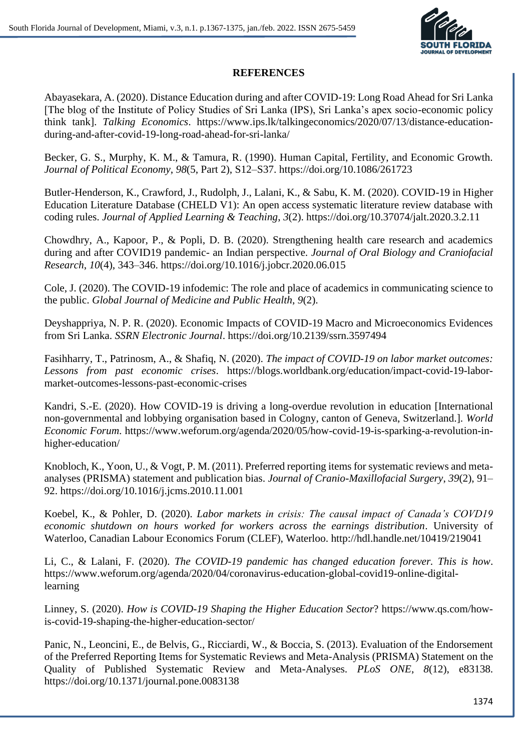**REFERENCES**

Abayasekara, A. (2020). Distance Education during and after COVID-19: Long Road Ahead for Sri Lanka [The blog of the Institute of Policy Studies of Sri Lanka (IPS), Sri Lanka's apex socio-economic policy think tank]. *Talking Economics*. https://www.ips.lk/talkingeconomics/2020/07/13/distance-education-during-and-after-covid-19-long-road-ahead-for-sri-lanka/

Becker, G. S., Murphy, K. M., & Tamura, R. (1990). Human Capital, Fertility, and Economic Growth. *Journal of Political Economy*, *98*(5, Part 2), S12–S37. https://doi.org/10.1086/261723

Butler-Henderson, K., Crawford, J., Rudolph, J., Lalani, K., & Sabu, K. M. (2020). COVID-19 in Higher Education Literature Database (CHELD V1): An open access systematic literature review database with coding rules. *Journal of Applied Learning & Teaching*, *3*(2). https://doi.org/10.37074/jalt.2020.3.2.11

Chowdhry, A., Kapoor, P., & Popli, D. B. (2020). Strengthening health care research and academics during and after COVID19 pandemic- an Indian perspective. *Journal of Oral Biology and Craniofacial Research*, *10*(4), 343–346. https://doi.org/10.1016/j.jobcr.2020.06.015

Cole, J. (2020). The COVID-19 infodemic: The role and place of academics in communicating science to the public. *Global Journal of Medicine and Public Health*, *9*(2).

Deyshappriya, N. P. R. (2020). Economic Impacts of COVID-19 Macro and Microeconomics Evidences from Sri Lanka. *SSRN Electronic Journal*. https://doi.org/10.2139/ssrn.3597494

Fasihharry, T., Patrinosm, A., & Shafiq, N. (2020). *The impact of COVID-19 on labor market outcomes: Lessons from past economic crises*. https://blogs.worldbank.org/education/impact-covid-19-labor-market-outcomes-lessons-past-economic-crises

Kandri, S.-E. (2020). How COVID-19 is driving a long-overdue revolution in education [International non-governmental and lobbying organisation based in Cologny, canton of Geneva, Switzerland.]. *World Economic Forum*. https://www.weforum.org/agenda/2020/05/how-covid-19-is-sparking-a-revolution-in-higher-education/

Knobloch, K., Yoon, U., & Vogt, P. M. (2011). Preferred reporting items for systematic reviews and meta-analyses (PRISMA) statement and publication bias. *Journal of Cranio-Maxillofacial Surgery*, *39*(2), 91–92. https://doi.org/10.1016/j.jcms.2010.11.001

Koebel, K., & Pohler, D. (2020). *Labor markets in crisis: The causal impact of Canada's COVD19 economic shutdown on hours worked for workers across the earnings distribution*. University of Waterloo, Canadian Labour Economics Forum (CLEF), Waterloo. http://hdl.handle.net/10419/219041

Li, C., & Lalani, F. (2020). *The COVID-19 pandemic has changed education forever. This is how*. https://www.weforum.org/agenda/2020/04/coronavirus-education-global-covid19-online-digital-learning

Linney, S. (2020). *How is COVID-19 Shaping the Higher Education Sector*? https://www.qs.com/how-is-covid-19-shaping-the-higher-education-sector/

Panic, N., Leoncini, E., de Belvis, G., Ricciardi, W., & Boccia, S. (2013). Evaluation of the Endorsement of the Preferred Reporting Items for Systematic Reviews and Meta-Analysis (PRISMA) Statement on the Quality of Published Systematic Review and Meta-Analyses. *PLoS ONE*, *8*(12), e83138. https://doi.org/10.1371/journal.pone.0083138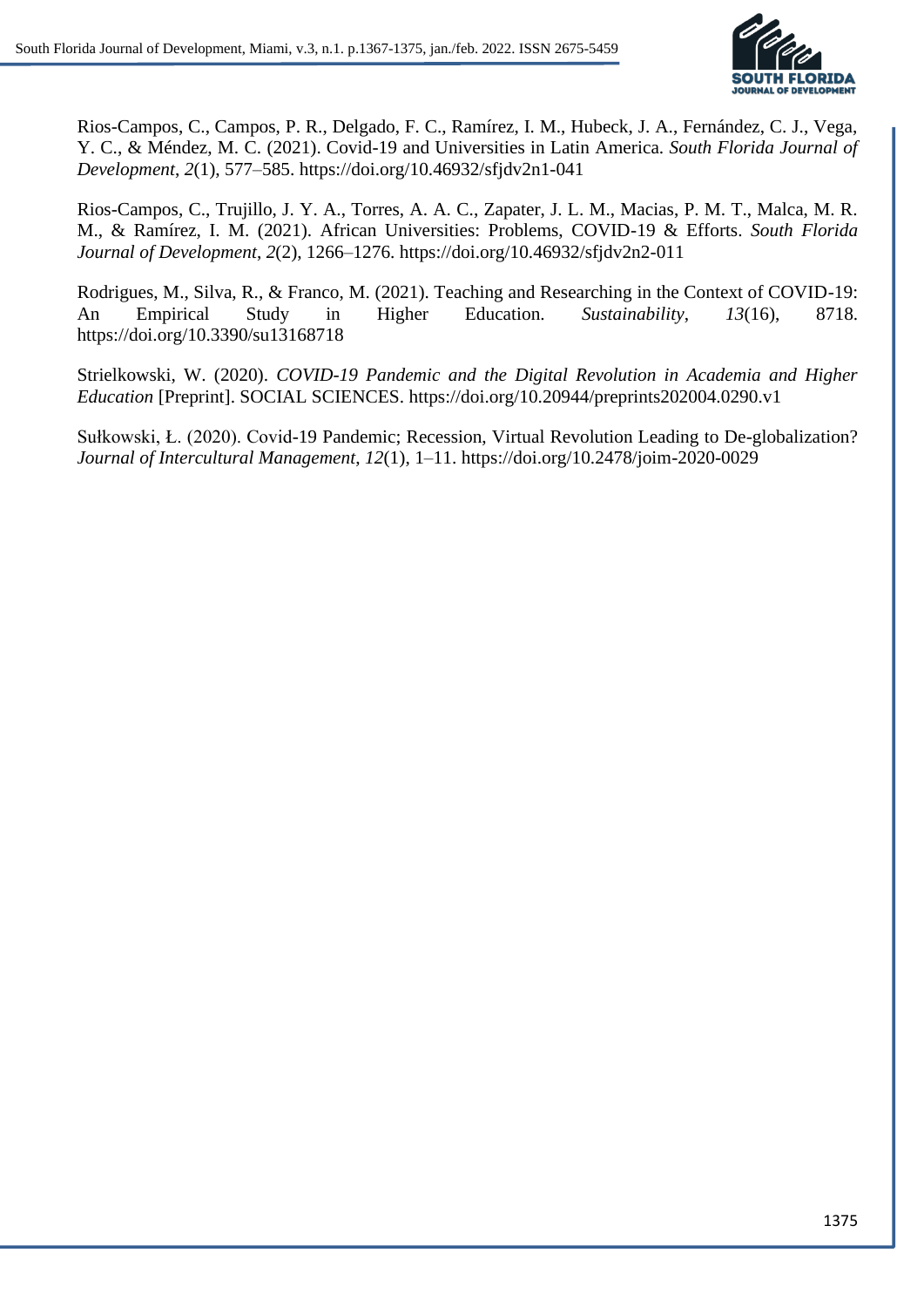Rios-Campos, C., Campos, P. R., Delgado, F. C., Ramírez, I. M., Hubeck, J. A., Fernández, C. J., Vega, Y. C., & Méndez, M. C. (2021). Covid-19 and Universities in Latin America. *South Florida Journal of Development*, *2*(1), 577–585. https://doi.org/10.46932/sfjdv2n1-041

Rios-Campos, C., Trujillo, J. Y. A., Torres, A. A. C., Zapater, J. L. M., Macias, P. M. T., Malca, M. R. M., & Ramírez, I. M. (2021). African Universities: Problems, COVID-19 & Efforts. *South Florida Journal of Development*, *2*(2), 1266–1276. https://doi.org/10.46932/sfjdv2n2-011

Rodrigues, M., Silva, R., & Franco, M. (2021). Teaching and Researching in the Context of COVID-19: An Empirical Study in Higher Education. *Sustainability*, *13*(16), 8718. https://doi.org/10.3390/su13168718

Strielkowski, W. (2020). *COVID-19 Pandemic and the Digital Revolution in Academia and Higher Education* [Preprint]. SOCIAL SCIENCES. https://doi.org/10.20944/preprints202004.0290.v1

Sułkowski, Ł. (2020). Covid-19 Pandemic; Recession, Virtual Revolution Leading to De-globalization? *Journal of Intercultural Management*, *12*(1), 1–11. https://doi.org/10.2478/joim-2020-0029